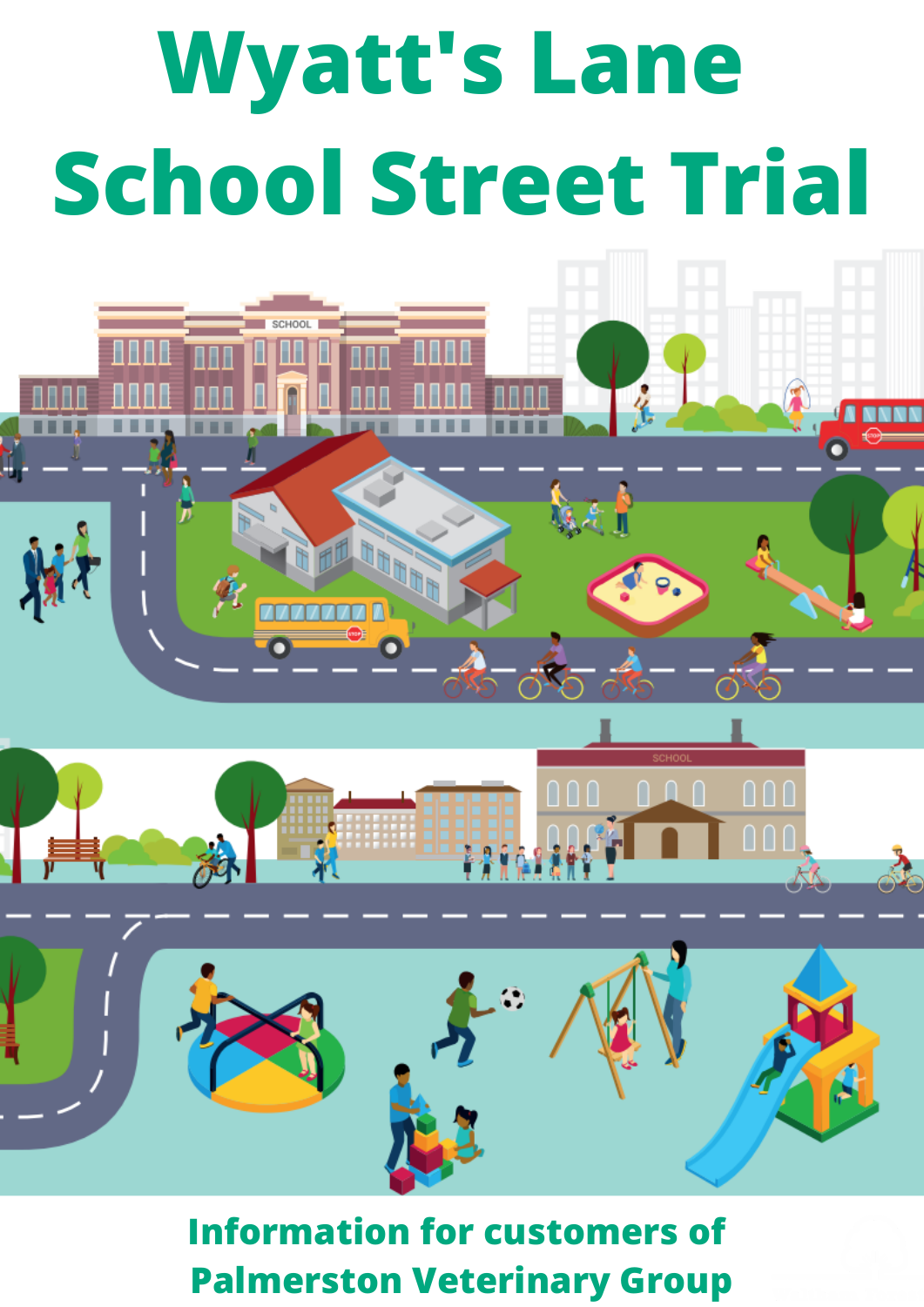# Wyatt's Lane School Street Trial

## Information for customers of Palmerston Veterinary Group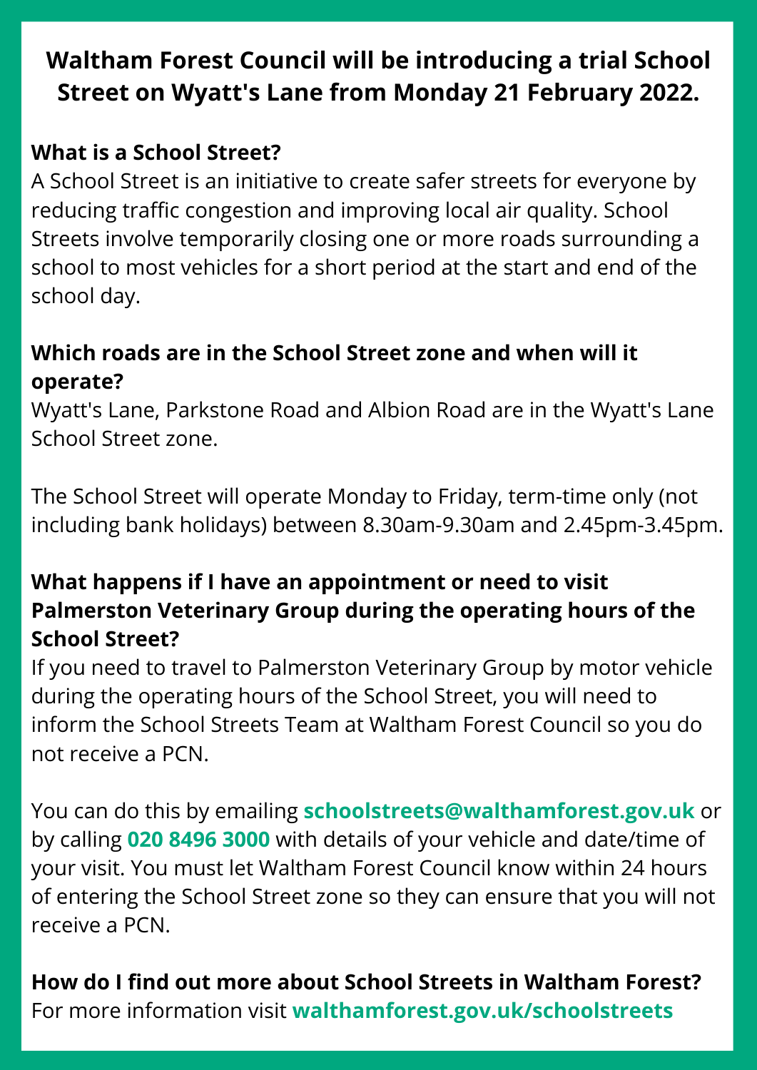# Waltham Forest Council will be introducing a trial School Street on Wyatt's Lane from Monday 21 February 2022.

**What is a School Street?**

A School Street is an initiative to create safer streets for everyone by reducing traffic congestion and improving local air quality. School Streets involve temporarily closing one or more roads surrounding a school to most vehicles for a short period at the start and end of the school day.

**Which roads are in the School Street zone and when will it operate?**

Wyatt's Lane, Parkstone Road and Albion Road are in the Wyatt's Lane School Street zone.

The School Street will operate Monday to Friday, term-time only (not including bank holidays) between 8.30am-9.30am and 2.45pm-3.45pm.

**What happens if I have an appointment or need to visit Palmerston Veterinary Group during the operating hours of the School Street?**

If you need to travel to Palmerston Veterinary Group by motor vehicle during the operating hours of the School Street, you will need to inform the School Streets Team at Waltham Forest Council so you do not receive a PCN.

You can do this by emailing **schoolstreets@walthamforest.gov.uk** or by calling **020 8496 3000** with details of your vehicle and date/time of your visit. You must let Waltham Forest Council know within 24 hours of entering the School Street zone so they can ensure that you will not receive a PCN.

**How do I find out more about School Streets in Waltham Forest?**

For more information visit **walthamforest.gov.uk/schoolstreets**